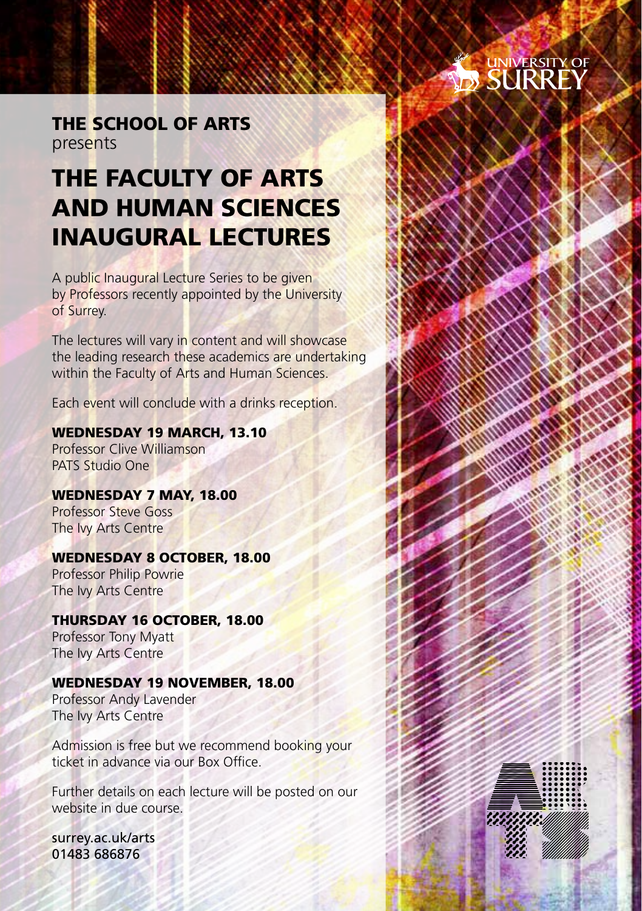UNIVERSITY OF SURREY

## THE SCHOOL OF ARTS
presents

# THE FACULTY OF ARTS AND HUMAN SCIENCES INAUGURAL LECTURES

A public Inaugural Lecture Series to be given by Professors recently appointed by the University of Surrey.

The lectures will vary in content and will showcase the leading research these academics are undertaking within the Faculty of Arts and Human Sciences.

Each event will conclude with a drinks reception.

**WEDNESDAY 19 MARCH, 13.10**
Professor Clive Williamson
PATS Studio One

**WEDNESDAY 7 MAY, 18.00**
Professor Steve Goss
The Ivy Arts Centre

**WEDNESDAY 8 OCTOBER, 18.00**
Professor Philip Powrie
The Ivy Arts Centre

**THURSDAY 16 OCTOBER, 18.00**
Professor Tony Myatt
The Ivy Arts Centre

**WEDNESDAY 19 NOVEMBER, 18.00**
Professor Andy Lavender
The Ivy Arts Centre

Admission is free but we recommend booking your ticket in advance via our Box Office.

Further details on each lecture will be posted on our website in due course.

surrey.ac.uk/arts
01483 686876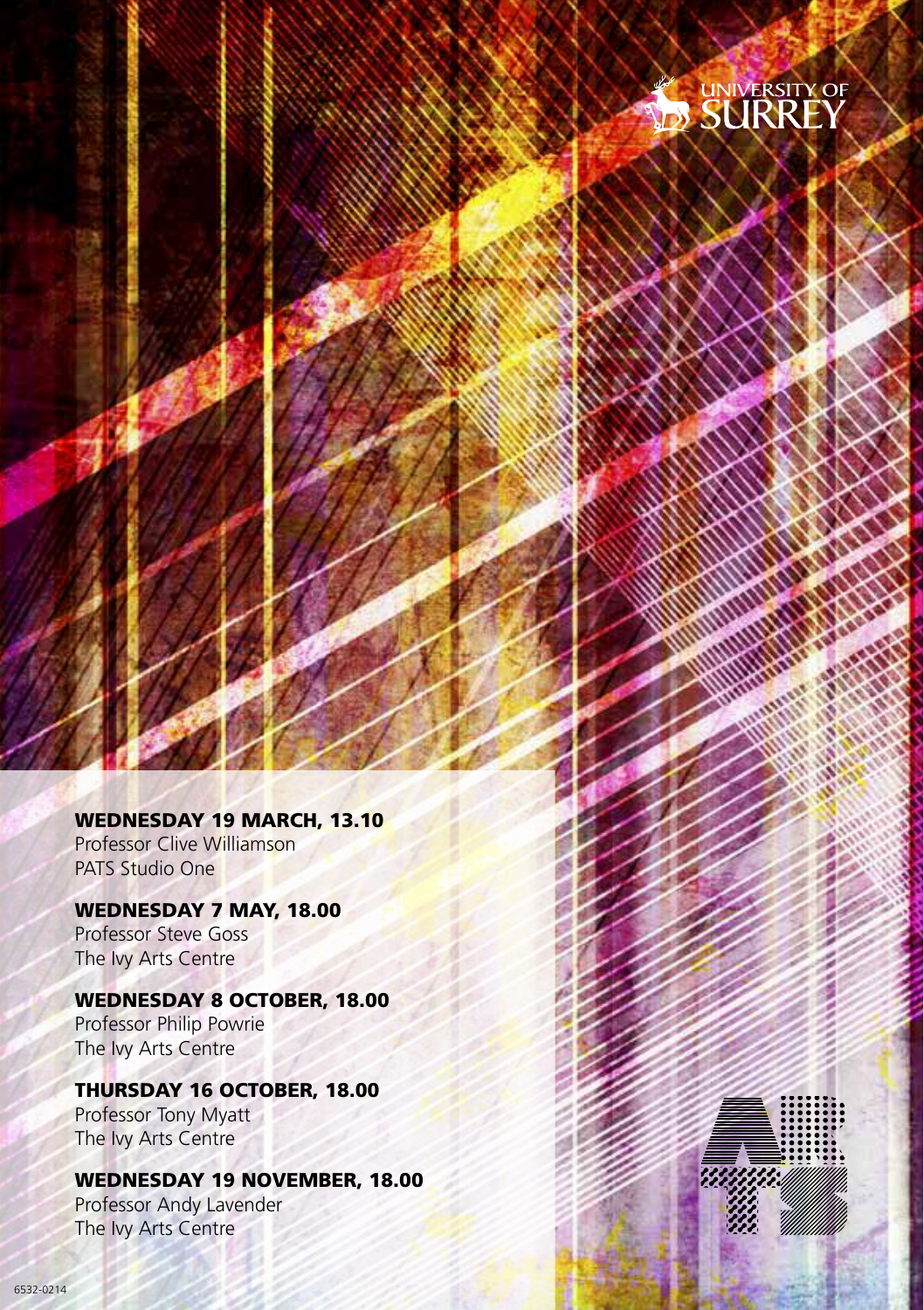UNIVERSITY OF SURREY

**WEDNESDAY 19 MARCH, 13.10**
Professor Clive Williamson
PATS Studio One

**WEDNESDAY 7 MAY, 18.00**
Professor Steve Goss
The Ivy Arts Centre

**WEDNESDAY 8 OCTOBER, 18.00**
Professor Philip Powrie
The Ivy Arts Centre

**THURSDAY 16 OCTOBER, 18.00**
Professor Tony Myatt
The Ivy Arts Centre

**WEDNESDAY 19 NOVEMBER, 18.00**
Professor Andy Lavender
The Ivy Arts Centre

6532-0214